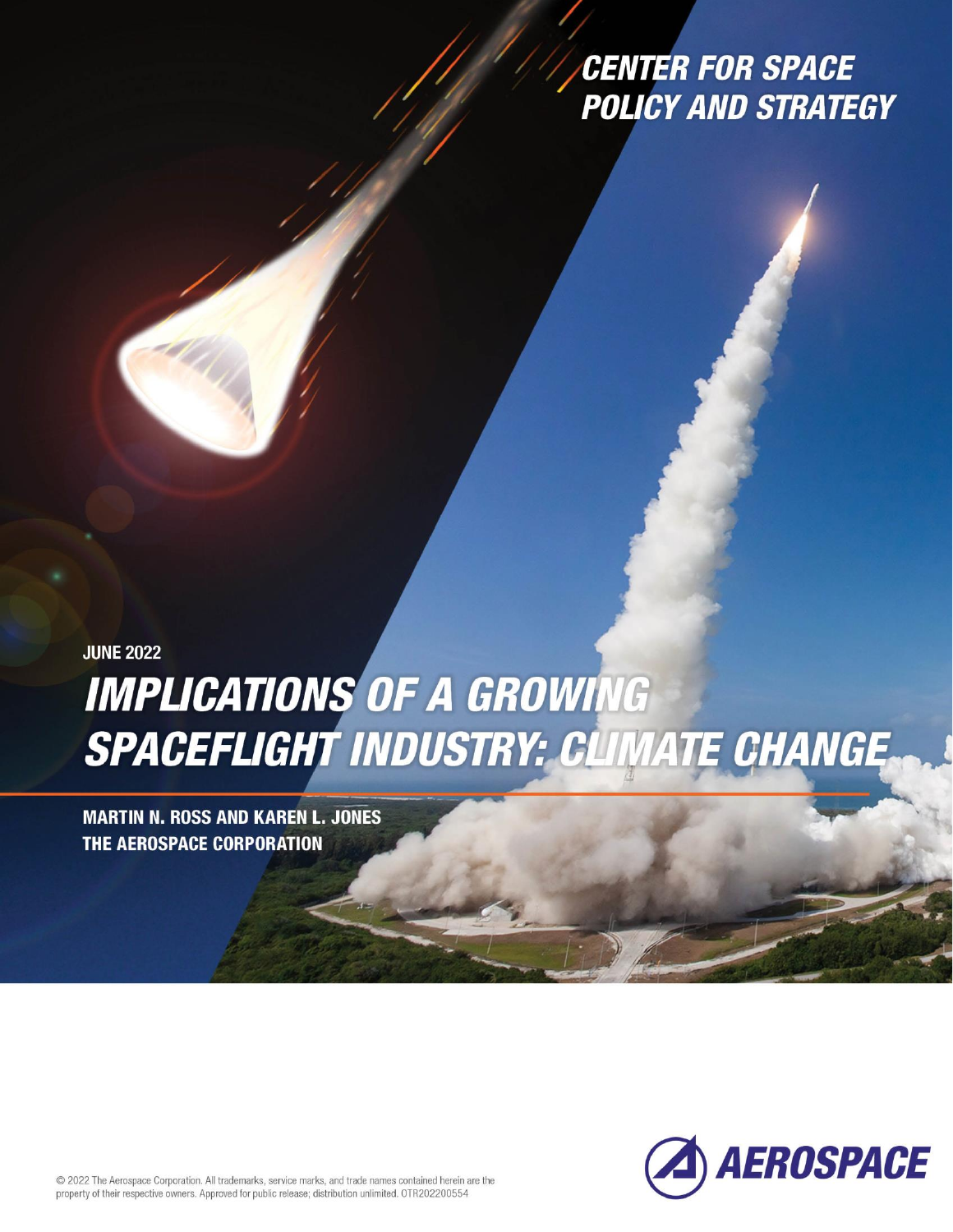CENTER FOR SPACE POLICY AND STRATEGY

JUNE 2022

# IMPLICATIONS OF A GROWING SPACEFLIGHT INDUSTRY: CLIMATE CHANGE

**MARTIN N. ROSS AND KAREN L. JONES**
**THE AEROSPACE CORPORATION**

AEROSPACE

© 2022 The Aerospace Corporation. All trademarks, service marks, and trade names contained herein are the property of their respective owners. Approved for public release; distribution unlimited. OTR202200554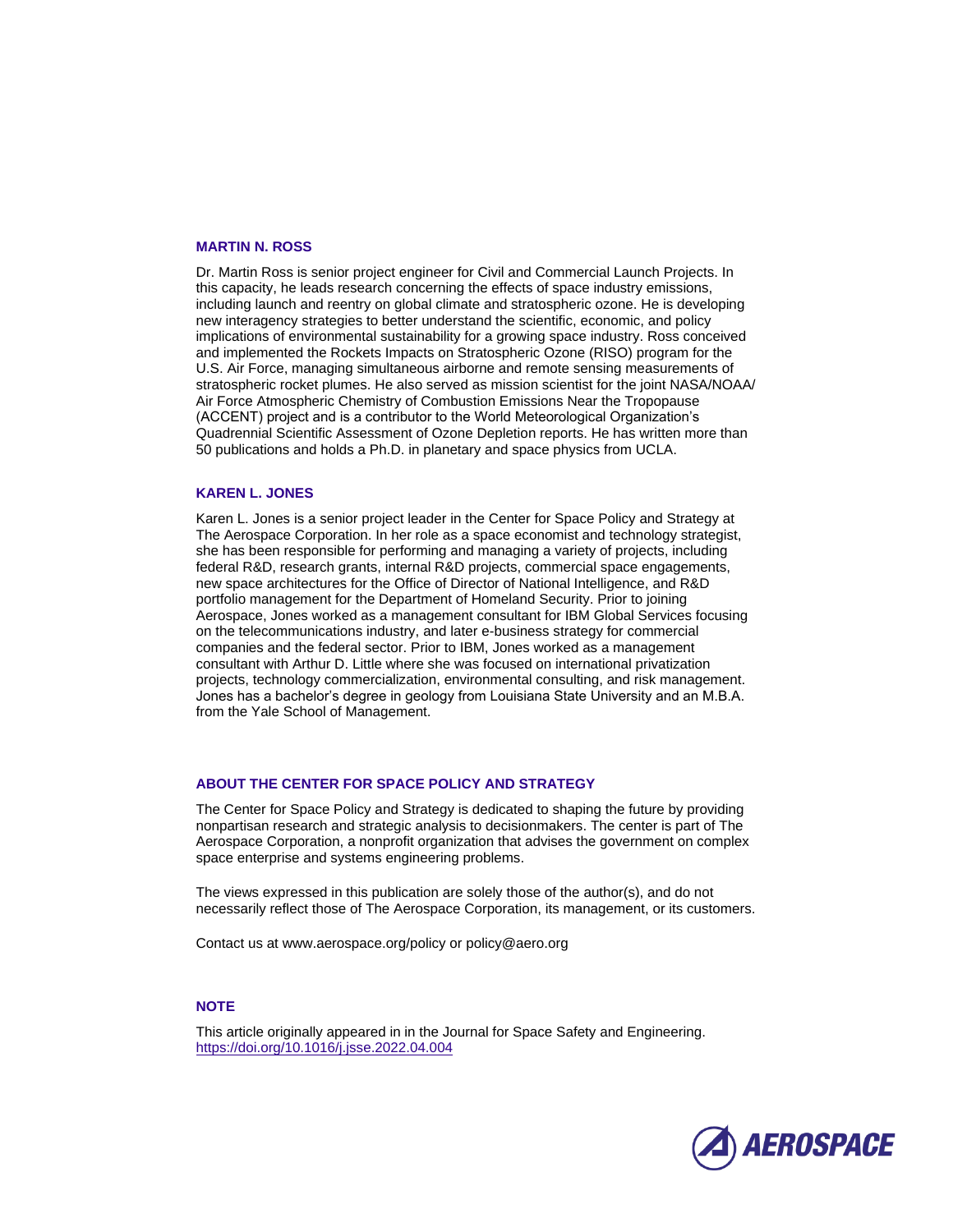### MARTIN N. ROSS

Dr. Martin Ross is senior project engineer for Civil and Commercial Launch Projects. In this capacity, he leads research concerning the effects of space industry emissions, including launch and reentry on global climate and stratospheric ozone. He is developing new interagency strategies to better understand the scientific, economic, and policy implications of environmental sustainability for a growing space industry. Ross conceived and implemented the Rockets Impacts on Stratospheric Ozone (RISO) program for the U.S. Air Force, managing simultaneous airborne and remote sensing measurements of stratospheric rocket plumes. He also served as mission scientist for the joint NASA/NOAA/ Air Force Atmospheric Chemistry of Combustion Emissions Near the Tropopause (ACCENT) project and is a contributor to the World Meteorological Organization's Quadrennial Scientific Assessment of Ozone Depletion reports. He has written more than 50 publications and holds a Ph.D. in planetary and space physics from UCLA.

### KAREN L. JONES

Karen L. Jones is a senior project leader in the Center for Space Policy and Strategy at The Aerospace Corporation. In her role as a space economist and technology strategist, she has been responsible for performing and managing a variety of projects, including federal R&D, research grants, internal R&D projects, commercial space engagements, new space architectures for the Office of Director of National Intelligence, and R&D portfolio management for the Department of Homeland Security. Prior to joining Aerospace, Jones worked as a management consultant for IBM Global Services focusing on the telecommunications industry, and later e-business strategy for commercial companies and the federal sector. Prior to IBM, Jones worked as a management consultant with Arthur D. Little where she was focused on international privatization projects, technology commercialization, environmental consulting, and risk management. Jones has a bachelor's degree in geology from Louisiana State University and an M.B.A. from the Yale School of Management.

### ABOUT THE CENTER FOR SPACE POLICY AND STRATEGY

The Center for Space Policy and Strategy is dedicated to shaping the future by providing nonpartisan research and strategic analysis to decisionmakers. The center is part of The Aerospace Corporation, a nonprofit organization that advises the government on complex space enterprise and systems engineering problems.

The views expressed in this publication are solely those of the author(s), and do not necessarily reflect those of The Aerospace Corporation, its management, or its customers.

Contact us at www.aerospace.org/policy or policy@aero.org

### NOTE

This article originally appeared in in the Journal for Space Safety and Engineering. https://doi.org/10.1016/j.jsse.2022.04.004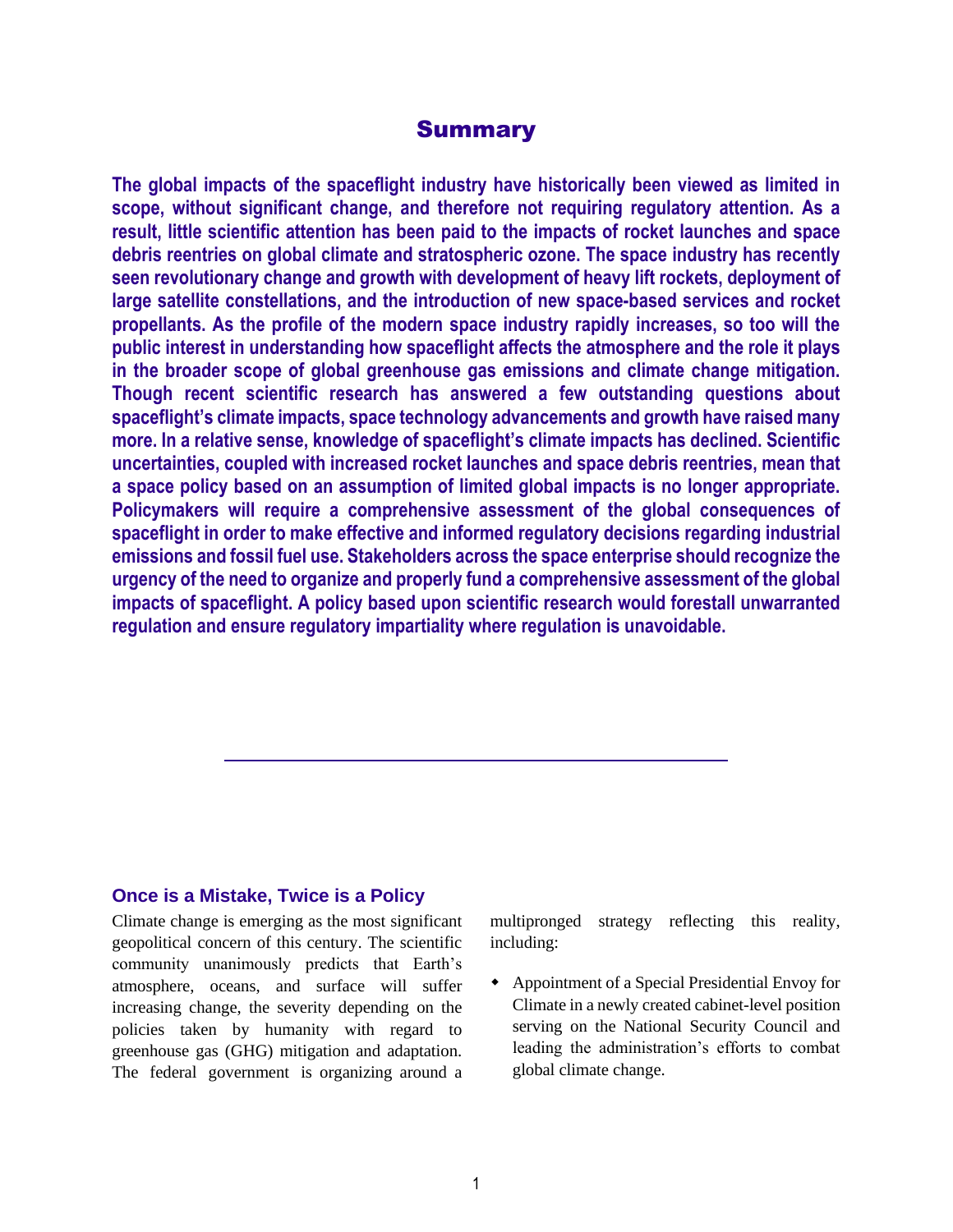# Summary

**The global impacts of the spaceflight industry have historically been viewed as limited in scope, without significant change, and therefore not requiring regulatory attention. As a result, little scientific attention has been paid to the impacts of rocket launches and space debris reentries on global climate and stratospheric ozone. The space industry has recently seen revolutionary change and growth with development of heavy lift rockets, deployment of large satellite constellations, and the introduction of new space-based services and rocket propellants. As the profile of the modern space industry rapidly increases, so too will the public interest in understanding how spaceflight affects the atmosphere and the role it plays in the broader scope of global greenhouse gas emissions and climate change mitigation. Though recent scientific research has answered a few outstanding questions about spaceflight's climate impacts, space technology advancements and growth have raised many more. In a relative sense, knowledge of spaceflight's climate impacts has declined. Scientific uncertainties, coupled with increased rocket launches and space debris reentries, mean that a space policy based on an assumption of limited global impacts is no longer appropriate. Policymakers will require a comprehensive assessment of the global consequences of spaceflight in order to make effective and informed regulatory decisions regarding industrial emissions and fossil fuel use. Stakeholders across the space enterprise should recognize the urgency of the need to organize and properly fund a comprehensive assessment of the global impacts of spaceflight. A policy based upon scientific research would forestall unwarranted regulation and ensure regulatory impartiality where regulation is unavoidable.**

---

## Once is a Mistake, Twice is a Policy

Climate change is emerging as the most significant geopolitical concern of this century. The scientific community unanimously predicts that Earth's atmosphere, oceans, and surface will suffer increasing change, the severity depending on the policies taken by humanity with regard to greenhouse gas (GHG) mitigation and adaptation. The federal government is organizing around a multipronged strategy reflecting this reality, including:

- Appointment of a Special Presidential Envoy for Climate in a newly created cabinet-level position serving on the National Security Council and leading the administration's efforts to combat global climate change.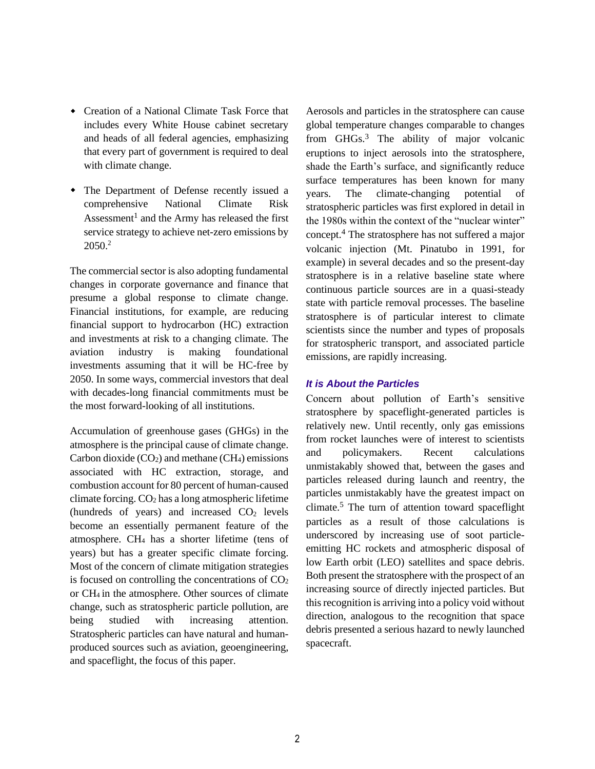- Creation of a National Climate Task Force that includes every White House cabinet secretary and heads of all federal agencies, emphasizing that every part of government is required to deal with climate change.
- The Department of Defense recently issued a comprehensive National Climate Risk Assessment[1] and the Army has released the first service strategy to achieve net-zero emissions by 2050.[2]

The commercial sector is also adopting fundamental changes in corporate governance and finance that presume a global response to climate change. Financial institutions, for example, are reducing financial support to hydrocarbon (HC) extraction and investments at risk to a changing climate. The aviation industry is making foundational investments assuming that it will be HC-free by 2050. In some ways, commercial investors that deal with decades-long financial commitments must be the most forward-looking of all institutions.

Accumulation of greenhouse gases (GHGs) in the atmosphere is the principal cause of climate change. Carbon dioxide ($CO_2$) and methane ($CH_4$) emissions associated with HC extraction, storage, and combustion account for 80 percent of human-caused climate forcing. $CO_2$ has a long atmospheric lifetime (hundreds of years) and increased $CO_2$ levels become an essentially permanent feature of the atmosphere. $CH_4$ has a shorter lifetime (tens of years) but has a greater specific climate forcing. Most of the concern of climate mitigation strategies is focused on controlling the concentrations of $CO_2$ or $CH_4$ in the atmosphere. Other sources of climate change, such as stratospheric particle pollution, are being studied with increasing attention. Stratospheric particles can have natural and human-produced sources such as aviation, geoengineering, and spaceflight, the focus of this paper.

Aerosols and particles in the stratosphere can cause global temperature changes comparable to changes from GHGs.[3] The ability of major volcanic eruptions to inject aerosols into the stratosphere, shade the Earth's surface, and significantly reduce surface temperatures has been known for many years. The climate-changing potential of stratospheric particles was first explored in detail in the 1980s within the context of the "nuclear winter" concept.[4] The stratosphere has not suffered a major volcanic injection (Mt. Pinatubo in 1991, for example) in several decades and so the present-day stratosphere is in a relative baseline state where continuous particle sources are in a quasi-steady state with particle removal processes. The baseline stratosphere is of particular interest to climate scientists since the number and types of proposals for stratospheric transport, and associated particle emissions, are rapidly increasing.

### *It is About the Particles*

Concern about pollution of Earth's sensitive stratosphere by spaceflight-generated particles is relatively new. Until recently, only gas emissions from rocket launches were of interest to scientists and policymakers. Recent calculations unmistakably showed that, between the gases and particles released during launch and reentry, the particles unmistakably have the greatest impact on climate.[5] The turn of attention toward spaceflight particles as a result of those calculations is underscored by increasing use of soot particle-emitting HC rockets and atmospheric disposal of low Earth orbit (LEO) satellites and space debris. Both present the stratosphere with the prospect of an increasing source of directly injected particles. But this recognition is arriving into a policy void without direction, analogous to the recognition that space debris presented a serious hazard to newly launched spacecraft.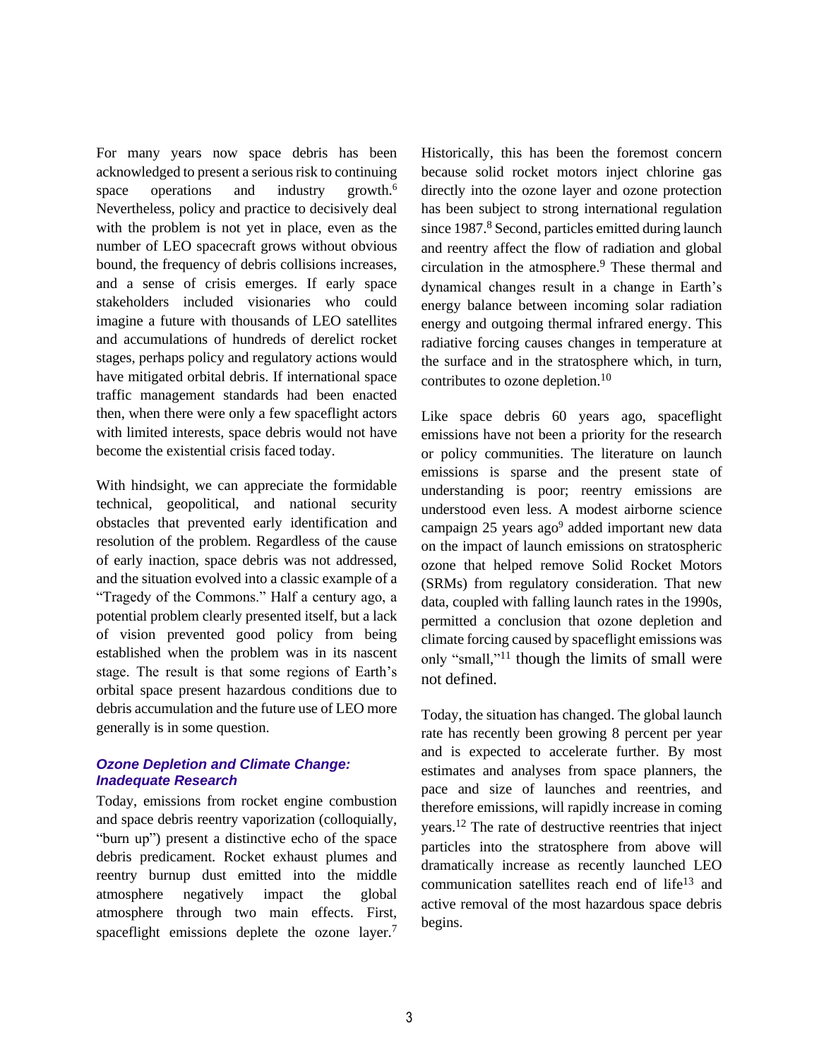For many years now space debris has been acknowledged to present a serious risk to continuing space operations and industry growth.[6] Nevertheless, policy and practice to decisively deal with the problem is not yet in place, even as the number of LEO spacecraft grows without obvious bound, the frequency of debris collisions increases, and a sense of crisis emerges. If early space stakeholders included visionaries who could imagine a future with thousands of LEO satellites and accumulations of hundreds of derelict rocket stages, perhaps policy and regulatory actions would have mitigated orbital debris. If international space traffic management standards had been enacted then, when there were only a few spaceflight actors with limited interests, space debris would not have become the existential crisis faced today.

With hindsight, we can appreciate the formidable technical, geopolitical, and national security obstacles that prevented early identification and resolution of the problem. Regardless of the cause of early inaction, space debris was not addressed, and the situation evolved into a classic example of a "Tragedy of the Commons." Half a century ago, a potential problem clearly presented itself, but a lack of vision prevented good policy from being established when the problem was in its nascent stage. The result is that some regions of Earth's orbital space present hazardous conditions due to debris accumulation and the future use of LEO more generally is in some question.

### *Ozone Depletion and Climate Change: Inadequate Research*

Today, emissions from rocket engine combustion and space debris reentry vaporization (colloquially, "burn up") present a distinctive echo of the space debris predicament. Rocket exhaust plumes and reentry burnup dust emitted into the middle atmosphere negatively impact the global atmosphere through two main effects. First, spaceflight emissions deplete the ozone layer.[7] Historically, this has been the foremost concern because solid rocket motors inject chlorine gas directly into the ozone layer and ozone protection has been subject to strong international regulation since 1987.[8] Second, particles emitted during launch and reentry affect the flow of radiation and global circulation in the atmosphere.[9] These thermal and dynamical changes result in a change in Earth's energy balance between incoming solar radiation energy and outgoing thermal infrared energy. This radiative forcing causes changes in temperature at the surface and in the stratosphere which, in turn, contributes to ozone depletion.[10]

Like space debris 60 years ago, spaceflight emissions have not been a priority for the research or policy communities. The literature on launch emissions is sparse and the present state of understanding is poor; reentry emissions are understood even less. A modest airborne science campaign 25 years ago[9] added important new data on the impact of launch emissions on stratospheric ozone that helped remove Solid Rocket Motors (SRMs) from regulatory consideration. That new data, coupled with falling launch rates in the 1990s, permitted a conclusion that ozone depletion and climate forcing caused by spaceflight emissions was only "small,"[11] though the limits of small were not defined.

Today, the situation has changed. The global launch rate has recently been growing 8 percent per year and is expected to accelerate further. By most estimates and analyses from space planners, the pace and size of launches and reentries, and therefore emissions, will rapidly increase in coming years.[12] The rate of destructive reentries that inject particles into the stratosphere from above will dramatically increase as recently launched LEO communication satellites reach end of life[13] and active removal of the most hazardous space debris begins.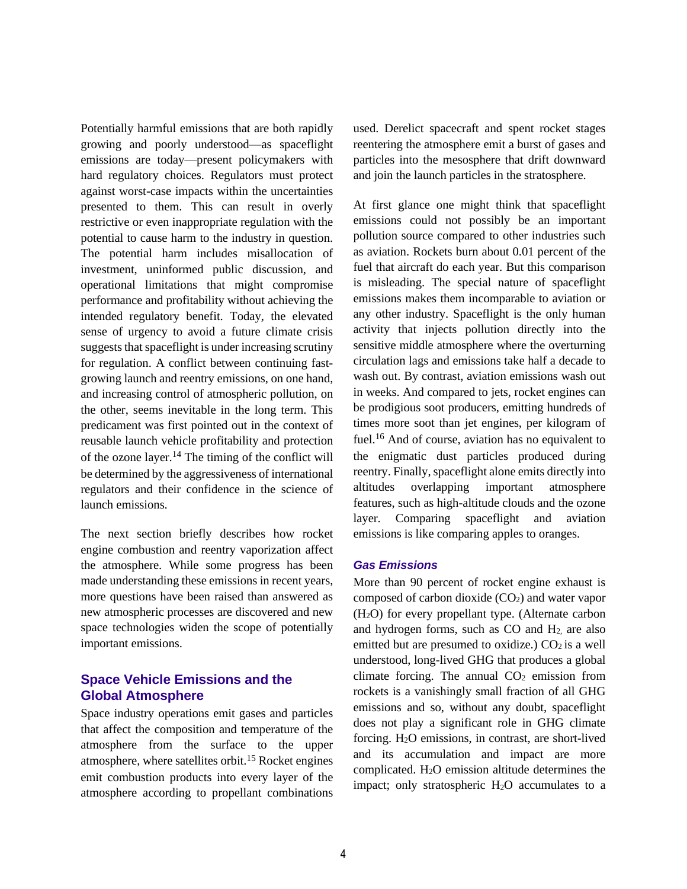Potentially harmful emissions that are both rapidly growing and poorly understood—as spaceflight emissions are today—present policymakers with hard regulatory choices. Regulators must protect against worst-case impacts within the uncertainties presented to them. This can result in overly restrictive or even inappropriate regulation with the potential to cause harm to the industry in question. The potential harm includes misallocation of investment, uninformed public discussion, and operational limitations that might compromise performance and profitability without achieving the intended regulatory benefit. Today, the elevated sense of urgency to avoid a future climate crisis suggests that spaceflight is under increasing scrutiny for regulation. A conflict between continuing fast-growing launch and reentry emissions, on one hand, and increasing control of atmospheric pollution, on the other, seems inevitable in the long term. This predicament was first pointed out in the context of reusable launch vehicle profitability and protection of the ozone layer.[14] The timing of the conflict will be determined by the aggressiveness of international regulators and their confidence in the science of launch emissions.

The next section briefly describes how rocket engine combustion and reentry vaporization affect the atmosphere. While some progress has been made understanding these emissions in recent years, more questions have been raised than answered as new atmospheric processes are discovered and new space technologies widen the scope of potentially important emissions.

## Space Vehicle Emissions and the Global Atmosphere

Space industry operations emit gases and particles that affect the composition and temperature of the atmosphere from the surface to the upper atmosphere, where satellites orbit.[15] Rocket engines emit combustion products into every layer of the atmosphere according to propellant combinations used. Derelict spacecraft and spent rocket stages reentering the atmosphere emit a burst of gases and particles into the mesosphere that drift downward and join the launch particles in the stratosphere.

At first glance one might think that spaceflight emissions could not possibly be an important pollution source compared to other industries such as aviation. Rockets burn about 0.01 percent of the fuel that aircraft do each year. But this comparison is misleading. The special nature of spaceflight emissions makes them incomparable to aviation or any other industry. Spaceflight is the only human activity that injects pollution directly into the sensitive middle atmosphere where the overturning circulation lags and emissions take half a decade to wash out. By contrast, aviation emissions wash out in weeks. And compared to jets, rocket engines can be prodigious soot producers, emitting hundreds of times more soot than jet engines, per kilogram of fuel.[16] And of course, aviation has no equivalent to the enigmatic dust particles produced during reentry. Finally, spaceflight alone emits directly into altitudes overlapping important atmosphere features, such as high-altitude clouds and the ozone layer. Comparing spaceflight and aviation emissions is like comparing apples to oranges.

### *Gas Emissions*

More than 90 percent of rocket engine exhaust is composed of carbon dioxide ($CO_2$) and water vapor ($H_2O$) for every propellant type. (Alternate carbon and hydrogen forms, such as CO and $H_2$, are also emitted but are presumed to oxidize.) $CO_2$ is a well understood, long-lived GHG that produces a global climate forcing. The annual $CO_2$ emission from rockets is a vanishingly small fraction of all GHG emissions and so, without any doubt, spaceflight does not play a significant role in GHG climate forcing. $H_2O$ emissions, in contrast, are short-lived and its accumulation and impact are more complicated. $H_2O$ emission altitude determines the impact; only stratospheric $H_2O$ accumulates to a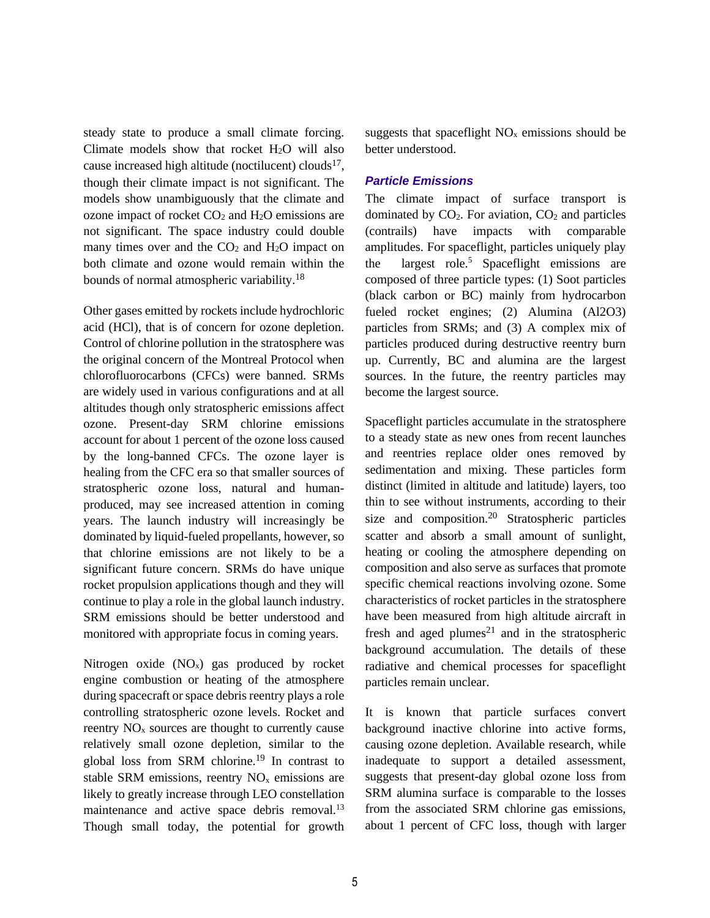steady state to produce a small climate forcing. Climate models show that rocket $H_2O$ will also cause increased high altitude (noctilucent) clouds[17], though their climate impact is not significant. The models show unambiguously that the climate and ozone impact of rocket $CO_2$ and $H_2O$ emissions are not significant. The space industry could double many times over and the $CO_2$ and $H_2O$ impact on both climate and ozone would remain within the bounds of normal atmospheric variability.[18]

Other gases emitted by rockets include hydrochloric acid (HCl), that is of concern for ozone depletion. Control of chlorine pollution in the stratosphere was the original concern of the Montreal Protocol when chlorofluorocarbons (CFCs) were banned. SRMs are widely used in various configurations and at all altitudes though only stratospheric emissions affect ozone. Present-day SRM chlorine emissions account for about 1 percent of the ozone loss caused by the long-banned CFCs. The ozone layer is healing from the CFC era so that smaller sources of stratospheric ozone loss, natural and human-produced, may see increased attention in coming years. The launch industry will increasingly be dominated by liquid-fueled propellants, however, so that chlorine emissions are not likely to be a significant future concern. SRMs do have unique rocket propulsion applications though and they will continue to play a role in the global launch industry. SRM emissions should be better understood and monitored with appropriate focus in coming years.

Nitrogen oxide ($NO_x$) gas produced by rocket engine combustion or heating of the atmosphere during spacecraft or space debris reentry plays a role controlling stratospheric ozone levels. Rocket and reentry $NO_x$ sources are thought to currently cause relatively small ozone depletion, similar to the global loss from SRM chlorine.[19] In contrast to stable SRM emissions, reentry $NO_x$ emissions are likely to greatly increase through LEO constellation maintenance and active space debris removal.[13] Though small today, the potential for growth suggests that spaceflight $NO_x$ emissions should be better understood.

### *Particle Emissions*

The climate impact of surface transport is dominated by $CO_2$. For aviation, $CO_2$ and particles (contrails) have impacts with comparable amplitudes. For spaceflight, particles uniquely play the largest role.[5] Spaceflight emissions are composed of three particle types: (1) Soot particles (black carbon or BC) mainly from hydrocarbon fueled rocket engines; (2) Alumina ($Al_2O_3$) particles from SRMs; and (3) A complex mix of particles produced during destructive reentry burn up. Currently, BC and alumina are the largest sources. In the future, the reentry particles may become the largest source.

Spaceflight particles accumulate in the stratosphere to a steady state as new ones from recent launches and reentries replace older ones removed by sedimentation and mixing. These particles form distinct (limited in altitude and latitude) layers, too thin to see without instruments, according to their size and composition.[20] Stratospheric particles scatter and absorb a small amount of sunlight, heating or cooling the atmosphere depending on composition and also serve as surfaces that promote specific chemical reactions involving ozone. Some characteristics of rocket particles in the stratosphere have been measured from high altitude aircraft in fresh and aged plumes[21] and in the stratospheric background accumulation. The details of these radiative and chemical processes for spaceflight particles remain unclear.

It is known that particle surfaces convert background inactive chlorine into active forms, causing ozone depletion. Available research, while inadequate to support a detailed assessment, suggests that present-day global ozone loss from SRM alumina surface is comparable to the losses from the associated SRM chlorine gas emissions, about 1 percent of CFC loss, though with larger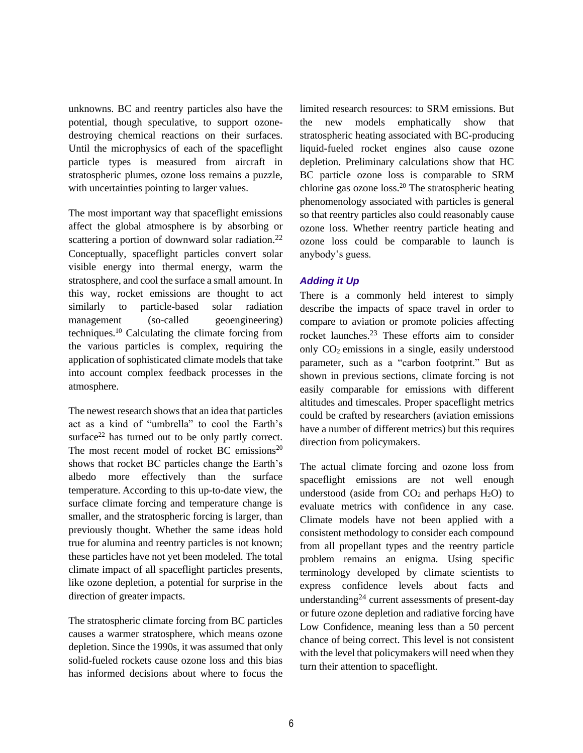unknowns. BC and reentry particles also have the potential, though speculative, to support ozone-destroying chemical reactions on their surfaces. Until the microphysics of each of the spaceflight particle types is measured from aircraft in stratospheric plumes, ozone loss remains a puzzle, with uncertainties pointing to larger values.

The most important way that spaceflight emissions affect the global atmosphere is by absorbing or scattering a portion of downward solar radiation.[22] Conceptually, spaceflight particles convert solar visible energy into thermal energy, warm the stratosphere, and cool the surface a small amount. In this way, rocket emissions are thought to act similarly to particle-based solar radiation management (so-called geoengineering) techniques.[10] Calculating the climate forcing from the various particles is complex, requiring the application of sophisticated climate models that take into account complex feedback processes in the atmosphere.

The newest research shows that an idea that particles act as a kind of "umbrella" to cool the Earth's surface[22] has turned out to be only partly correct. The most recent model of rocket BC emissions[20] shows that rocket BC particles change the Earth's albedo more effectively than the surface temperature. According to this up-to-date view, the surface climate forcing and temperature change is smaller, and the stratospheric forcing is larger, than previously thought. Whether the same ideas hold true for alumina and reentry particles is not known; these particles have not yet been modeled. The total climate impact of all spaceflight particles presents, like ozone depletion, a potential for surprise in the direction of greater impacts.

The stratospheric climate forcing from BC particles causes a warmer stratosphere, which means ozone depletion. Since the 1990s, it was assumed that only solid-fueled rockets cause ozone loss and this bias has informed decisions about where to focus the limited research resources: to SRM emissions. But the new models emphatically show that stratospheric heating associated with BC-producing liquid-fueled rocket engines also cause ozone depletion. Preliminary calculations show that HC BC particle ozone loss is comparable to SRM chlorine gas ozone loss.[20] The stratospheric heating phenomenology associated with particles is general so that reentry particles also could reasonably cause ozone loss. Whether reentry particle heating and ozone loss could be comparable to launch is anybody's guess.

### *Adding it Up*

There is a commonly held interest to simply describe the impacts of space travel in order to compare to aviation or promote policies affecting rocket launches.[23] These efforts aim to consider only $CO_2$ emissions in a single, easily understood parameter, such as a "carbon footprint." But as shown in previous sections, climate forcing is not easily comparable for emissions with different altitudes and timescales. Proper spaceflight metrics could be crafted by researchers (aviation emissions have a number of different metrics) but this requires direction from policymakers.

The actual climate forcing and ozone loss from spaceflight emissions are not well enough understood (aside from $CO_2$ and perhaps $H_2O$) to evaluate metrics with confidence in any case. Climate models have not been applied with a consistent methodology to consider each compound from all propellant types and the reentry particle problem remains an enigma. Using specific terminology developed by climate scientists to express confidence levels about facts and understanding[24] current assessments of present-day or future ozone depletion and radiative forcing have Low Confidence, meaning less than a 50 percent chance of being correct. This level is not consistent with the level that policymakers will need when they turn their attention to spaceflight.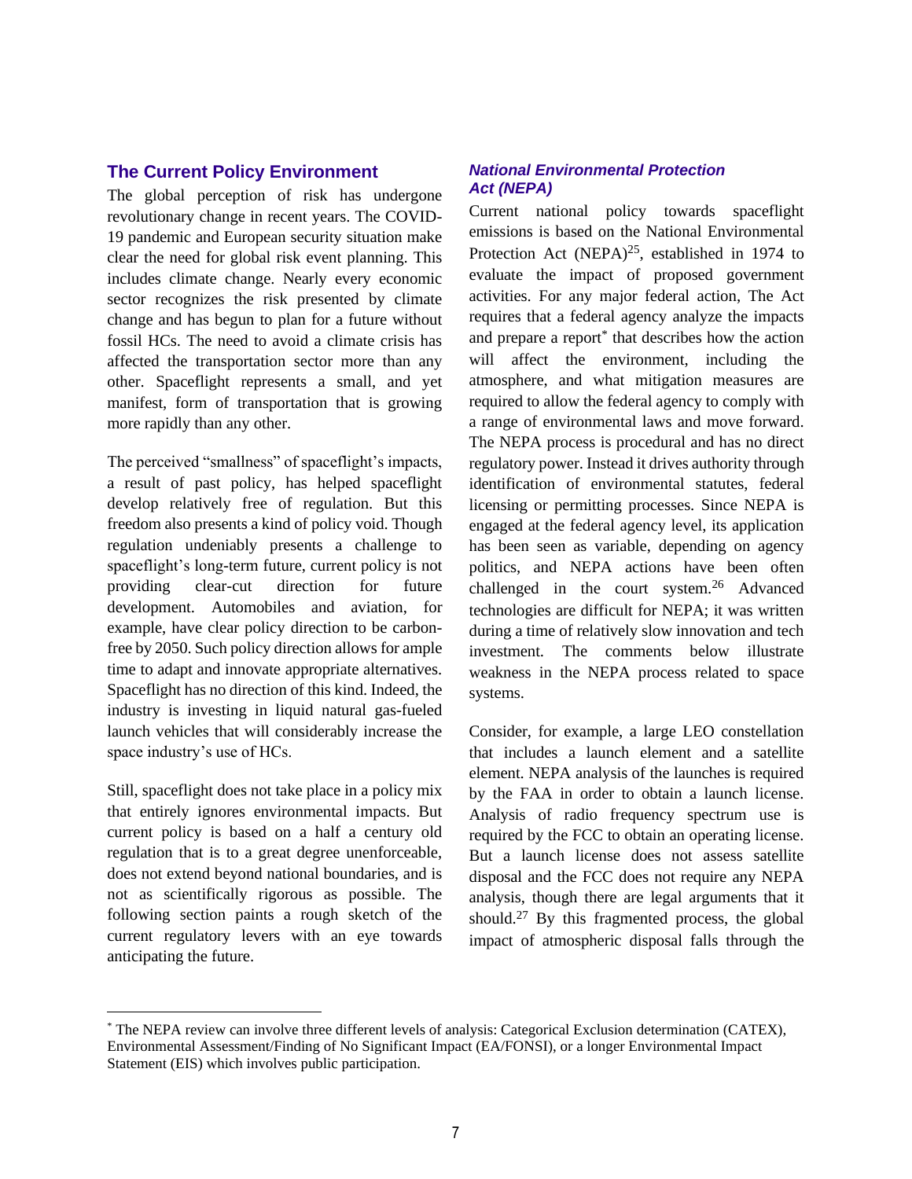## The Current Policy Environment

The global perception of risk has undergone revolutionary change in recent years. The COVID-19 pandemic and European security situation make clear the need for global risk event planning. This includes climate change. Nearly every economic sector recognizes the risk presented by climate change and has begun to plan for a future without fossil HCs. The need to avoid a climate crisis has affected the transportation sector more than any other. Spaceflight represents a small, and yet manifest, form of transportation that is growing more rapidly than any other.

The perceived "smallness" of spaceflight's impacts, a result of past policy, has helped spaceflight develop relatively free of regulation. But this freedom also presents a kind of policy void. Though regulation undeniably presents a challenge to spaceflight's long-term future, current policy is not providing clear-cut direction for future development. Automobiles and aviation, for example, have clear policy direction to be carbon-free by 2050. Such policy direction allows for ample time to adapt and innovate appropriate alternatives. Spaceflight has no direction of this kind. Indeed, the industry is investing in liquid natural gas-fueled launch vehicles that will considerably increase the space industry's use of HCs.

Still, spaceflight does not take place in a policy mix that entirely ignores environmental impacts. But current policy is based on a half a century old regulation that is to a great degree unenforceable, does not extend beyond national boundaries, and is not as scientifically rigorous as possible. The following section paints a rough sketch of the current regulatory levers with an eye towards anticipating the future.

### *National Environmental Protection Act (NEPA)*

Current national policy towards spaceflight emissions is based on the National Environmental Protection Act (NEPA)[25], established in 1974 to evaluate the impact of proposed government activities. For any major federal action, The Act requires that a federal agency analyze the impacts and prepare a report* that describes how the action will affect the environment, including the atmosphere, and what mitigation measures are required to allow the federal agency to comply with a range of environmental laws and move forward. The NEPA process is procedural and has no direct regulatory power. Instead it drives authority through identification of environmental statutes, federal licensing or permitting processes. Since NEPA is engaged at the federal agency level, its application has been seen as variable, depending on agency politics, and NEPA actions have been often challenged in the court system.[26] Advanced technologies are difficult for NEPA; it was written during a time of relatively slow innovation and tech investment. The comments below illustrate weakness in the NEPA process related to space systems.

Consider, for example, a large LEO constellation that includes a launch element and a satellite element. NEPA analysis of the launches is required by the FAA in order to obtain a launch license. Analysis of radio frequency spectrum use is required by the FCC to obtain an operating license. But a launch license does not assess satellite disposal and the FCC does not require any NEPA analysis, though there are legal arguments that it should.[27] By this fragmented process, the global impact of atmospheric disposal falls through the

---

* The NEPA review can involve three different levels of analysis: Categorical Exclusion determination (CATEX), Environmental Assessment/Finding of No Significant Impact (EA/FONSI), or a longer Environmental Impact Statement (EIS) which involves public participation.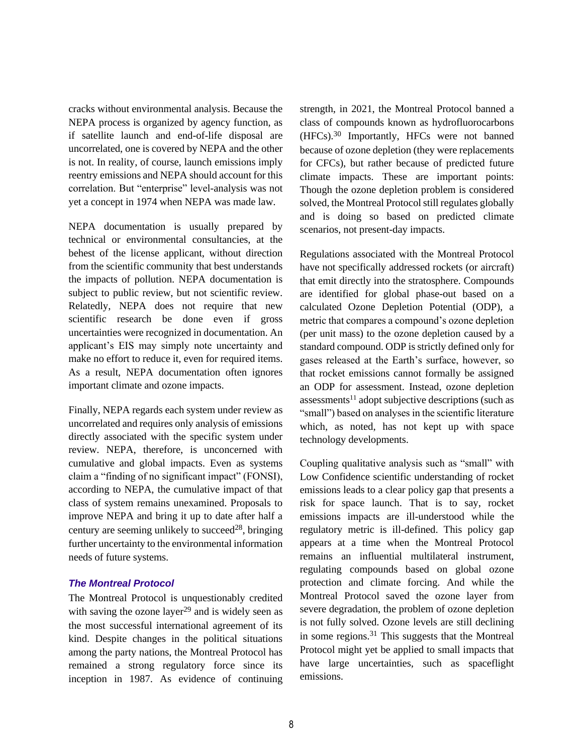cracks without environmental analysis. Because the NEPA process is organized by agency function, as if satellite launch and end-of-life disposal are uncorrelated, one is covered by NEPA and the other is not. In reality, of course, launch emissions imply reentry emissions and NEPA should account for this correlation. But "enterprise" level-analysis was not yet a concept in 1974 when NEPA was made law.

NEPA documentation is usually prepared by technical or environmental consultancies, at the behest of the license applicant, without direction from the scientific community that best understands the impacts of pollution. NEPA documentation is subject to public review, but not scientific review. Relatedly, NEPA does not require that new scientific research be done even if gross uncertainties were recognized in documentation. An applicant's EIS may simply note uncertainty and make no effort to reduce it, even for required items. As a result, NEPA documentation often ignores important climate and ozone impacts.

Finally, NEPA regards each system under review as uncorrelated and requires only analysis of emissions directly associated with the specific system under review. NEPA, therefore, is unconcerned with cumulative and global impacts. Even as systems claim a "finding of no significant impact" (FONSI), according to NEPA, the cumulative impact of that class of system remains unexamined. Proposals to improve NEPA and bring it up to date after half a century are seeming unlikely to succeed[28], bringing further uncertainty to the environmental information needs of future systems.

### *The Montreal Protocol*

The Montreal Protocol is unquestionably credited with saving the ozone layer[29] and is widely seen as the most successful international agreement of its kind. Despite changes in the political situations among the party nations, the Montreal Protocol has remained a strong regulatory force since its inception in 1987. As evidence of continuing strength, in 2021, the Montreal Protocol banned a class of compounds known as hydrofluorocarbons (HFCs).[30] Importantly, HFCs were not banned because of ozone depletion (they were replacements for CFCs), but rather because of predicted future climate impacts. These are important points: Though the ozone depletion problem is considered solved, the Montreal Protocol still regulates globally and is doing so based on predicted climate scenarios, not present-day impacts.

Regulations associated with the Montreal Protocol have not specifically addressed rockets (or aircraft) that emit directly into the stratosphere. Compounds are identified for global phase-out based on a calculated Ozone Depletion Potential (ODP), a metric that compares a compound's ozone depletion (per unit mass) to the ozone depletion caused by a standard compound. ODP is strictly defined only for gases released at the Earth's surface, however, so that rocket emissions cannot formally be assigned an ODP for assessment. Instead, ozone depletion assessments[11] adopt subjective descriptions (such as "small") based on analyses in the scientific literature which, as noted, has not kept up with space technology developments.

Coupling qualitative analysis such as "small" with Low Confidence scientific understanding of rocket emissions leads to a clear policy gap that presents a risk for space launch. That is to say, rocket emissions impacts are ill-understood while the regulatory metric is ill-defined. This policy gap appears at a time when the Montreal Protocol remains an influential multilateral instrument, regulating compounds based on global ozone protection and climate forcing. And while the Montreal Protocol saved the ozone layer from severe degradation, the problem of ozone depletion is not fully solved. Ozone levels are still declining in some regions.[31] This suggests that the Montreal Protocol might yet be applied to small impacts that have large uncertainties, such as spaceflight emissions.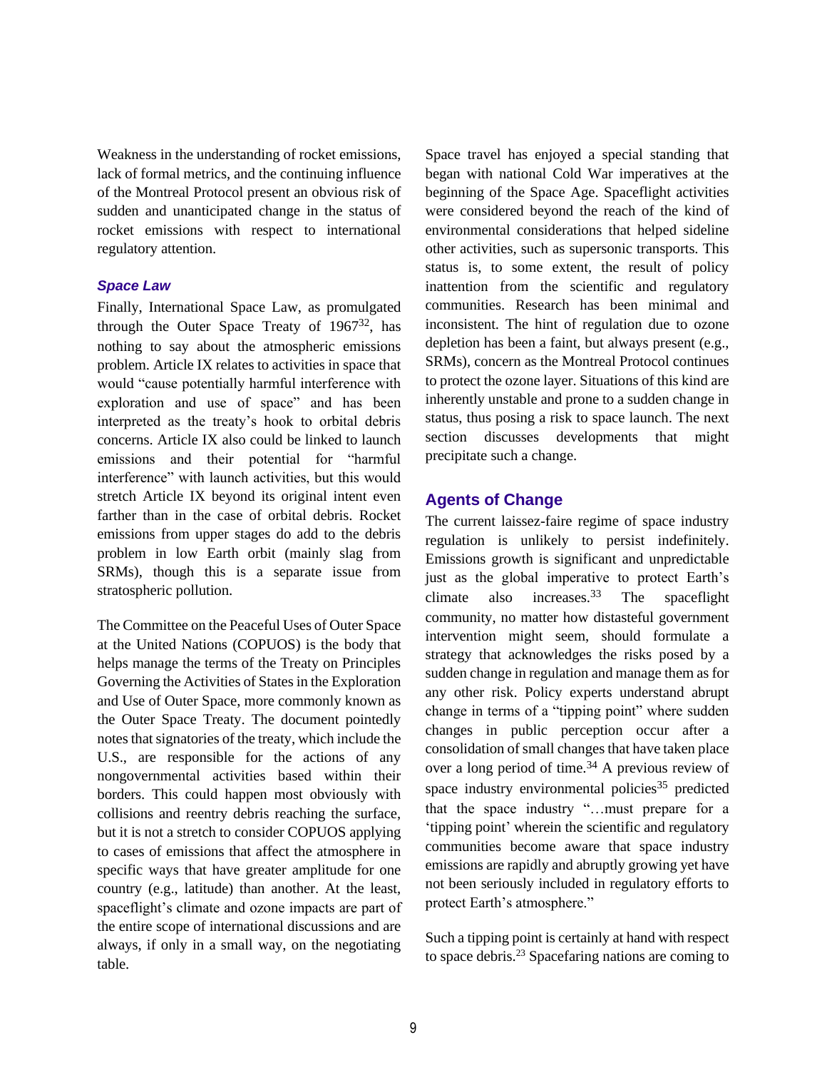Weakness in the understanding of rocket emissions, lack of formal metrics, and the continuing influence of the Montreal Protocol present an obvious risk of sudden and unanticipated change in the status of rocket emissions with respect to international regulatory attention.

### *Space Law*

Finally, International Space Law, as promulgated through the Outer Space Treaty of 1967[32], has nothing to say about the atmospheric emissions problem. Article IX relates to activities in space that would "cause potentially harmful interference with exploration and use of space" and has been interpreted as the treaty's hook to orbital debris concerns. Article IX also could be linked to launch emissions and their potential for "harmful interference" with launch activities, but this would stretch Article IX beyond its original intent even farther than in the case of orbital debris. Rocket emissions from upper stages do add to the debris problem in low Earth orbit (mainly slag from SRMs), though this is a separate issue from stratospheric pollution.

The Committee on the Peaceful Uses of Outer Space at the United Nations (COPUOS) is the body that helps manage the terms of the Treaty on Principles Governing the Activities of States in the Exploration and Use of Outer Space, more commonly known as the Outer Space Treaty. The document pointedly notes that signatories of the treaty, which include the U.S., are responsible for the actions of any nongovernmental activities based within their borders. This could happen most obviously with collisions and reentry debris reaching the surface, but it is not a stretch to consider COPUOS applying to cases of emissions that affect the atmosphere in specific ways that have greater amplitude for one country (e.g., latitude) than another. At the least, spaceflight's climate and ozone impacts are part of the entire scope of international discussions and are always, if only in a small way, on the negotiating table.

Space travel has enjoyed a special standing that began with national Cold War imperatives at the beginning of the Space Age. Spaceflight activities were considered beyond the reach of the kind of environmental considerations that helped sideline other activities, such as supersonic transports. This status is, to some extent, the result of policy inattention from the scientific and regulatory communities. Research has been minimal and inconsistent. The hint of regulation due to ozone depletion has been a faint, but always present (e.g., SRMs), concern as the Montreal Protocol continues to protect the ozone layer. Situations of this kind are inherently unstable and prone to a sudden change in status, thus posing a risk to space launch. The next section discusses developments that might precipitate such a change.

## Agents of Change

The current laissez-faire regime of space industry regulation is unlikely to persist indefinitely. Emissions growth is significant and unpredictable just as the global imperative to protect Earth's climate also increases.[33] The spaceflight community, no matter how distasteful government intervention might seem, should formulate a strategy that acknowledges the risks posed by a sudden change in regulation and manage them as for any other risk. Policy experts understand abrupt change in terms of a "tipping point" where sudden changes in public perception occur after a consolidation of small changes that have taken place over a long period of time.[34] A previous review of space industry environmental policies[35] predicted that the space industry "…must prepare for a 'tipping point' wherein the scientific and regulatory communities become aware that space industry emissions are rapidly and abruptly growing yet have not been seriously included in regulatory efforts to protect Earth's atmosphere."

Such a tipping point is certainly at hand with respect to space debris.[23] Spacefaring nations are coming to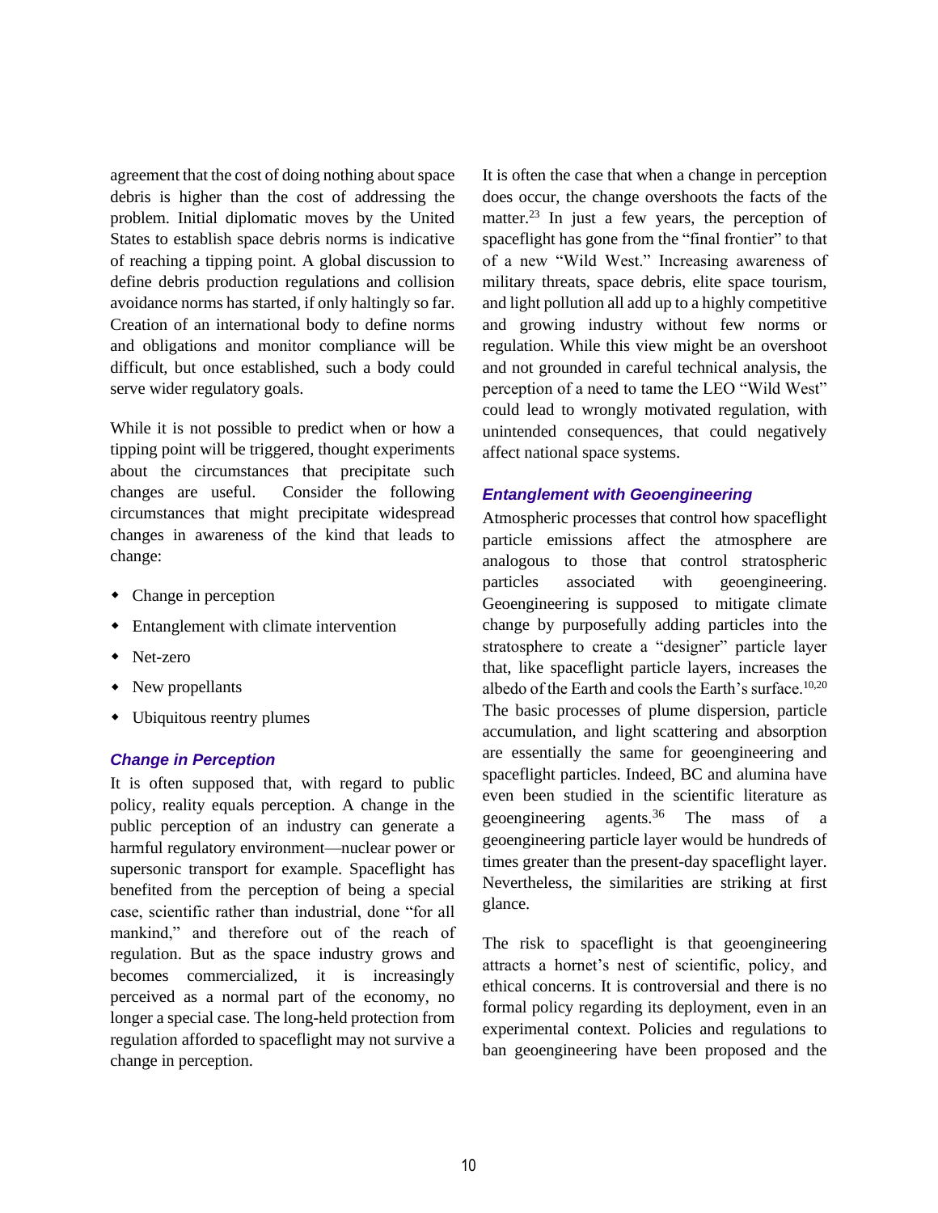agreement that the cost of doing nothing about space debris is higher than the cost of addressing the problem. Initial diplomatic moves by the United States to establish space debris norms is indicative of reaching a tipping point. A global discussion to define debris production regulations and collision avoidance norms has started, if only haltingly so far. Creation of an international body to define norms and obligations and monitor compliance will be difficult, but once established, such a body could serve wider regulatory goals.

While it is not possible to predict when or how a tipping point will be triggered, thought experiments about the circumstances that precipitate such changes are useful. Consider the following circumstances that might precipitate widespread changes in awareness of the kind that leads to change:

- Change in perception
- Entanglement with climate intervention
- Net-zero
- New propellants
- Ubiquitous reentry plumes

### *Change in Perception*

It is often supposed that, with regard to public policy, reality equals perception. A change in the public perception of an industry can generate a harmful regulatory environment—nuclear power or supersonic transport for example. Spaceflight has benefited from the perception of being a special case, scientific rather than industrial, done "for all mankind," and therefore out of the reach of regulation. But as the space industry grows and becomes commercialized, it is increasingly perceived as a normal part of the economy, no longer a special case. The long-held protection from regulation afforded to spaceflight may not survive a change in perception.

It is often the case that when a change in perception does occur, the change overshoots the facts of the matter.[23] In just a few years, the perception of spaceflight has gone from the "final frontier" to that of a new "Wild West." Increasing awareness of military threats, space debris, elite space tourism, and light pollution all add up to a highly competitive and growing industry without few norms or regulation. While this view might be an overshoot and not grounded in careful technical analysis, the perception of a need to tame the LEO "Wild West" could lead to wrongly motivated regulation, with unintended consequences, that could negatively affect national space systems.

### *Entanglement with Geoengineering*

Atmospheric processes that control how spaceflight particle emissions affect the atmosphere are analogous to those that control stratospheric particles associated with geoengineering. Geoengineering is supposed to mitigate climate change by purposefully adding particles into the stratosphere to create a "designer" particle layer that, like spaceflight particle layers, increases the albedo of the Earth and cools the Earth's surface.[10,20] The basic processes of plume dispersion, particle accumulation, and light scattering and absorption are essentially the same for geoengineering and spaceflight particles. Indeed, BC and alumina have even been studied in the scientific literature as geoengineering agents.[36] The mass of a geoengineering particle layer would be hundreds of times greater than the present-day spaceflight layer. Nevertheless, the similarities are striking at first glance.

The risk to spaceflight is that geoengineering attracts a hornet's nest of scientific, policy, and ethical concerns. It is controversial and there is no formal policy regarding its deployment, even in an experimental context. Policies and regulations to ban geoengineering have been proposed and the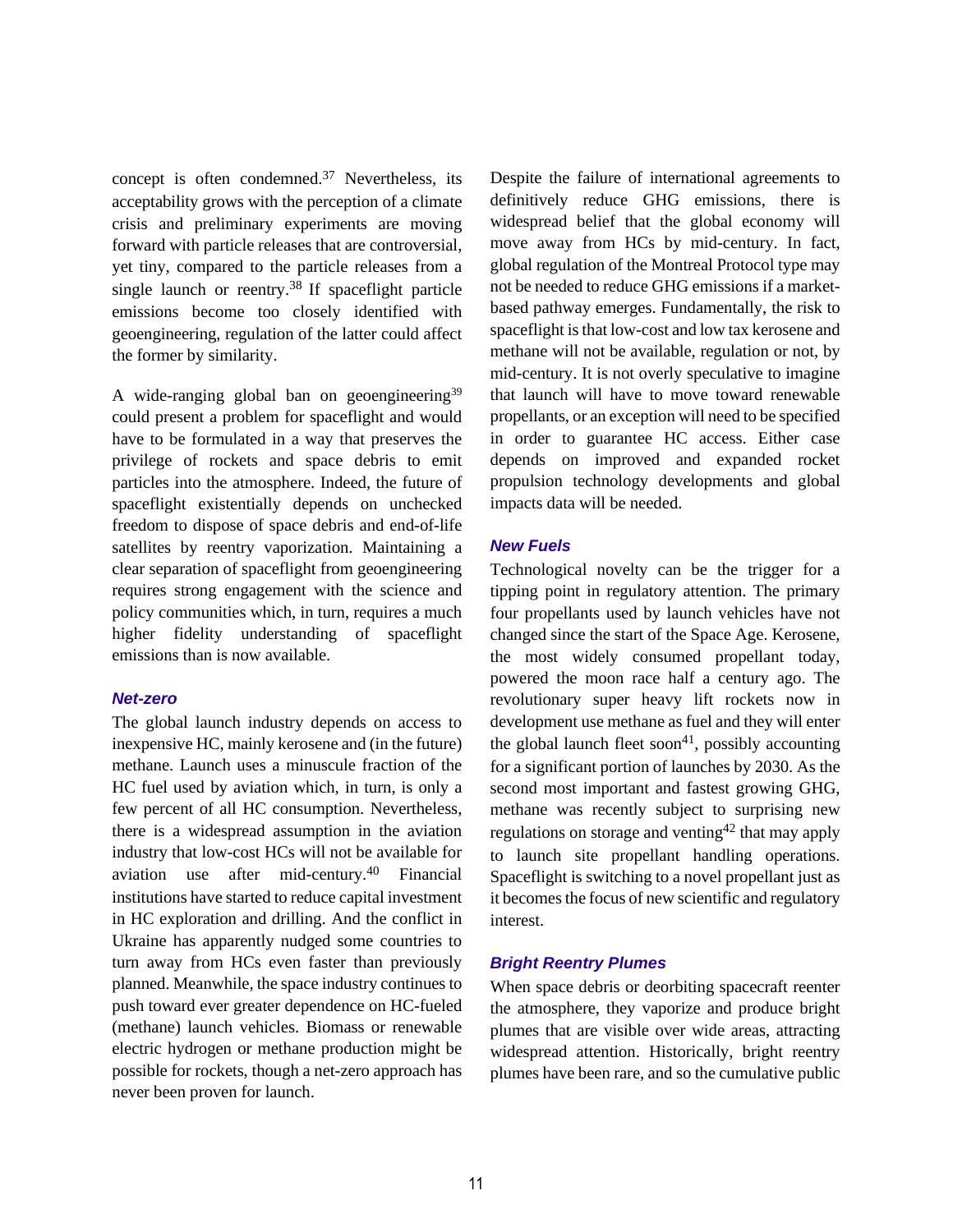concept is often condemned.[37] Nevertheless, its acceptability grows with the perception of a climate crisis and preliminary experiments are moving forward with particle releases that are controversial, yet tiny, compared to the particle releases from a single launch or reentry.[38] If spaceflight particle emissions become too closely identified with geoengineering, regulation of the latter could affect the former by similarity.

A wide-ranging global ban on geoengineering[39] could present a problem for spaceflight and would have to be formulated in a way that preserves the privilege of rockets and space debris to emit particles into the atmosphere. Indeed, the future of spaceflight existentially depends on unchecked freedom to dispose of space debris and end-of-life satellites by reentry vaporization. Maintaining a clear separation of spaceflight from geoengineering requires strong engagement with the science and policy communities which, in turn, requires a much higher fidelity understanding of spaceflight emissions than is now available.

### *Net-zero*

The global launch industry depends on access to inexpensive HC, mainly kerosene and (in the future) methane. Launch uses a minuscule fraction of the HC fuel used by aviation which, in turn, is only a few percent of all HC consumption. Nevertheless, there is a widespread assumption in the aviation industry that low-cost HCs will not be available for aviation use after mid-century.[40] Financial institutions have started to reduce capital investment in HC exploration and drilling. And the conflict in Ukraine has apparently nudged some countries to turn away from HCs even faster than previously planned. Meanwhile, the space industry continues to push toward ever greater dependence on HC-fueled (methane) launch vehicles. Biomass or renewable electric hydrogen or methane production might be possible for rockets, though a net-zero approach has never been proven for launch.

Despite the failure of international agreements to definitively reduce GHG emissions, there is widespread belief that the global economy will move away from HCs by mid-century. In fact, global regulation of the Montreal Protocol type may not be needed to reduce GHG emissions if a market-based pathway emerges. Fundamentally, the risk to spaceflight is that low-cost and low tax kerosene and methane will not be available, regulation or not, by mid-century. It is not overly speculative to imagine that launch will have to move toward renewable propellants, or an exception will need to be specified in order to guarantee HC access. Either case depends on improved and expanded rocket propulsion technology developments and global impacts data will be needed.

### *New Fuels*

Technological novelty can be the trigger for a tipping point in regulatory attention. The primary four propellants used by launch vehicles have not changed since the start of the Space Age. Kerosene, the most widely consumed propellant today, powered the moon race half a century ago. The revolutionary super heavy lift rockets now in development use methane as fuel and they will enter the global launch fleet soon[41], possibly accounting for a significant portion of launches by 2030. As the second most important and fastest growing GHG, methane was recently subject to surprising new regulations on storage and venting[42] that may apply to launch site propellant handling operations. Spaceflight is switching to a novel propellant just as it becomes the focus of new scientific and regulatory interest.

### *Bright Reentry Plumes*

When space debris or deorbiting spacecraft reenter the atmosphere, they vaporize and produce bright plumes that are visible over wide areas, attracting widespread attention. Historically, bright reentry plumes have been rare, and so the cumulative public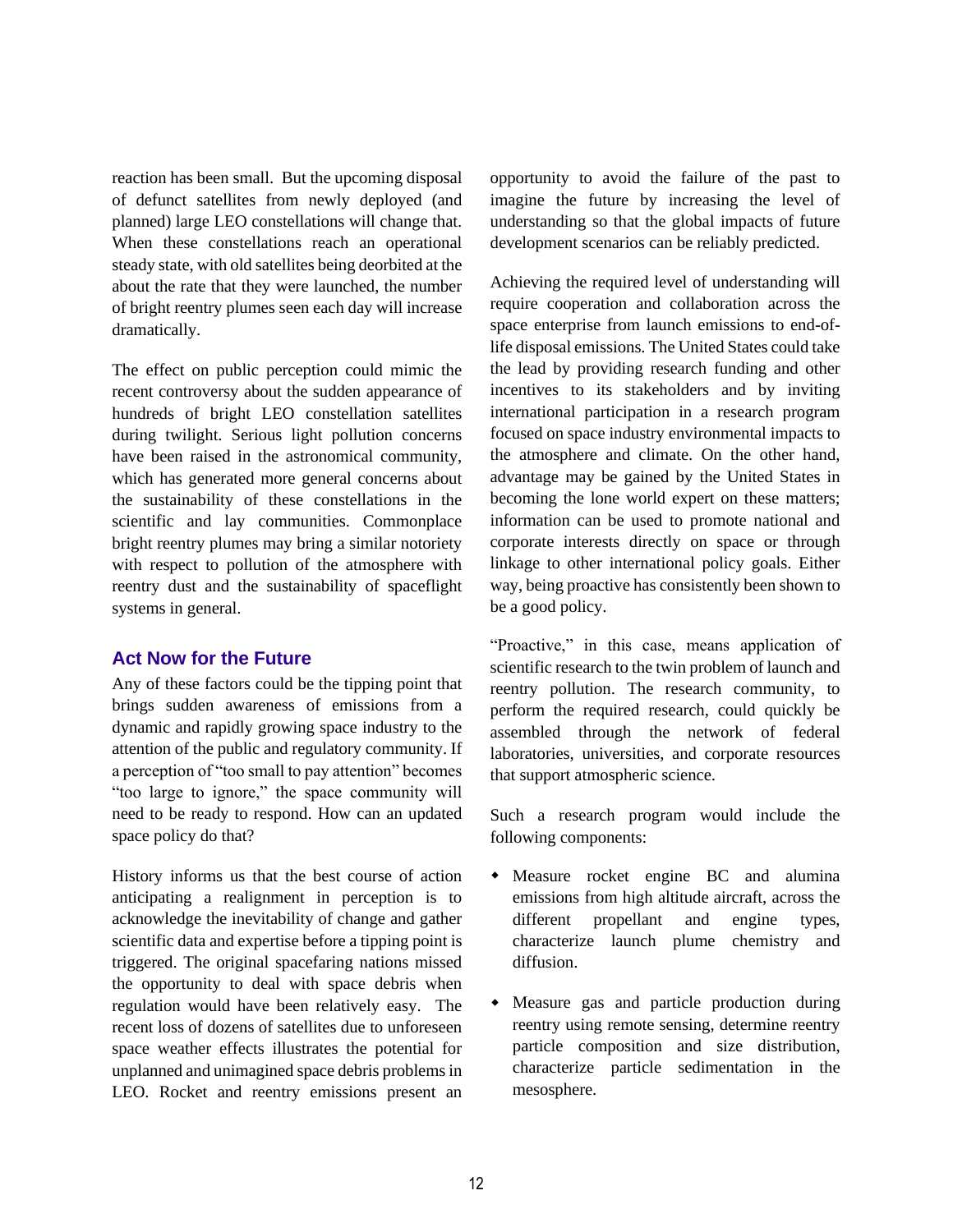reaction has been small. But the upcoming disposal of defunct satellites from newly deployed (and planned) large LEO constellations will change that. When these constellations reach an operational steady state, with old satellites being deorbited at the about the rate that they were launched, the number of bright reentry plumes seen each day will increase dramatically.

The effect on public perception could mimic the recent controversy about the sudden appearance of hundreds of bright LEO constellation satellites during twilight. Serious light pollution concerns have been raised in the astronomical community, which has generated more general concerns about the sustainability of these constellations in the scientific and lay communities. Commonplace bright reentry plumes may bring a similar notoriety with respect to pollution of the atmosphere with reentry dust and the sustainability of spaceflight systems in general.

## Act Now for the Future

Any of these factors could be the tipping point that brings sudden awareness of emissions from a dynamic and rapidly growing space industry to the attention of the public and regulatory community. If a perception of "too small to pay attention" becomes "too large to ignore," the space community will need to be ready to respond. How can an updated space policy do that?

History informs us that the best course of action anticipating a realignment in perception is to acknowledge the inevitability of change and gather scientific data and expertise before a tipping point is triggered. The original spacefaring nations missed the opportunity to deal with space debris when regulation would have been relatively easy. The recent loss of dozens of satellites due to unforeseen space weather effects illustrates the potential for unplanned and unimagined space debris problems in LEO. Rocket and reentry emissions present an opportunity to avoid the failure of the past to imagine the future by increasing the level of understanding so that the global impacts of future development scenarios can be reliably predicted.

Achieving the required level of understanding will require cooperation and collaboration across the space enterprise from launch emissions to end-of-life disposal emissions. The United States could take the lead by providing research funding and other incentives to its stakeholders and by inviting international participation in a research program focused on space industry environmental impacts to the atmosphere and climate. On the other hand, advantage may be gained by the United States in becoming the lone world expert on these matters; information can be used to promote national and corporate interests directly on space or through linkage to other international policy goals. Either way, being proactive has consistently been shown to be a good policy.

"Proactive," in this case, means application of scientific research to the twin problem of launch and reentry pollution. The research community, to perform the required research, could quickly be assembled through the network of federal laboratories, universities, and corporate resources that support atmospheric science.

Such a research program would include the following components:

- Measure rocket engine BC and alumina emissions from high altitude aircraft, across the different propellant and engine types, characterize launch plume chemistry and diffusion.
- Measure gas and particle production during reentry using remote sensing, determine reentry particle composition and size distribution, characterize particle sedimentation in the mesosphere.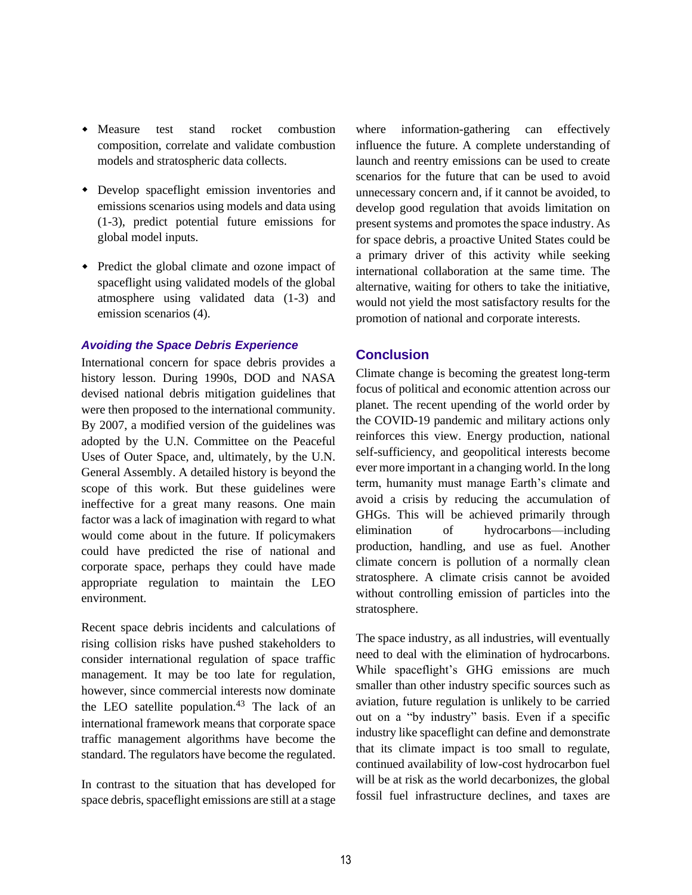- Measure test stand rocket combustion composition, correlate and validate combustion models and stratospheric data collects.

- Develop spaceflight emission inventories and emissions scenarios using models and data using (1-3), predict potential future emissions for global model inputs.

- Predict the global climate and ozone impact of spaceflight using validated models of the global atmosphere using validated data (1-3) and emission scenarios (4).

### *Avoiding the Space Debris Experience*

International concern for space debris provides a history lesson. During 1990s, DOD and NASA devised national debris mitigation guidelines that were then proposed to the international community. By 2007, a modified version of the guidelines was adopted by the U.N. Committee on the Peaceful Uses of Outer Space, and, ultimately, by the U.N. General Assembly. A detailed history is beyond the scope of this work. But these guidelines were ineffective for a great many reasons. One main factor was a lack of imagination with regard to what would come about in the future. If policymakers could have predicted the rise of national and corporate space, perhaps they could have made appropriate regulation to maintain the LEO environment.

Recent space debris incidents and calculations of rising collision risks have pushed stakeholders to consider international regulation of space traffic management. It may be too late for regulation, however, since commercial interests now dominate the LEO satellite population.[43] The lack of an international framework means that corporate space traffic management algorithms have become the standard. The regulators have become the regulated.

In contrast to the situation that has developed for space debris, spaceflight emissions are still at a stage where information-gathering can effectively influence the future. A complete understanding of launch and reentry emissions can be used to create scenarios for the future that can be used to avoid unnecessary concern and, if it cannot be avoided, to develop good regulation that avoids limitation on present systems and promotes the space industry. As for space debris, a proactive United States could be a primary driver of this activity while seeking international collaboration at the same time. The alternative, waiting for others to take the initiative, would not yield the most satisfactory results for the promotion of national and corporate interests.

## Conclusion

Climate change is becoming the greatest long-term focus of political and economic attention across our planet. The recent upending of the world order by the COVID-19 pandemic and military actions only reinforces this view. Energy production, national self-sufficiency, and geopolitical interests become ever more important in a changing world. In the long term, humanity must manage Earth's climate and avoid a crisis by reducing the accumulation of GHGs. This will be achieved primarily through elimination of hydrocarbons—including production, handling, and use as fuel. Another climate concern is pollution of a normally clean stratosphere. A climate crisis cannot be avoided without controlling emission of particles into the stratosphere.

The space industry, as all industries, will eventually need to deal with the elimination of hydrocarbons. While spaceflight's GHG emissions are much smaller than other industry specific sources such as aviation, future regulation is unlikely to be carried out on a "by industry" basis. Even if a specific industry like spaceflight can define and demonstrate that its climate impact is too small to regulate, continued availability of low-cost hydrocarbon fuel will be at risk as the world decarbonizes, the global fossil fuel infrastructure declines, and taxes are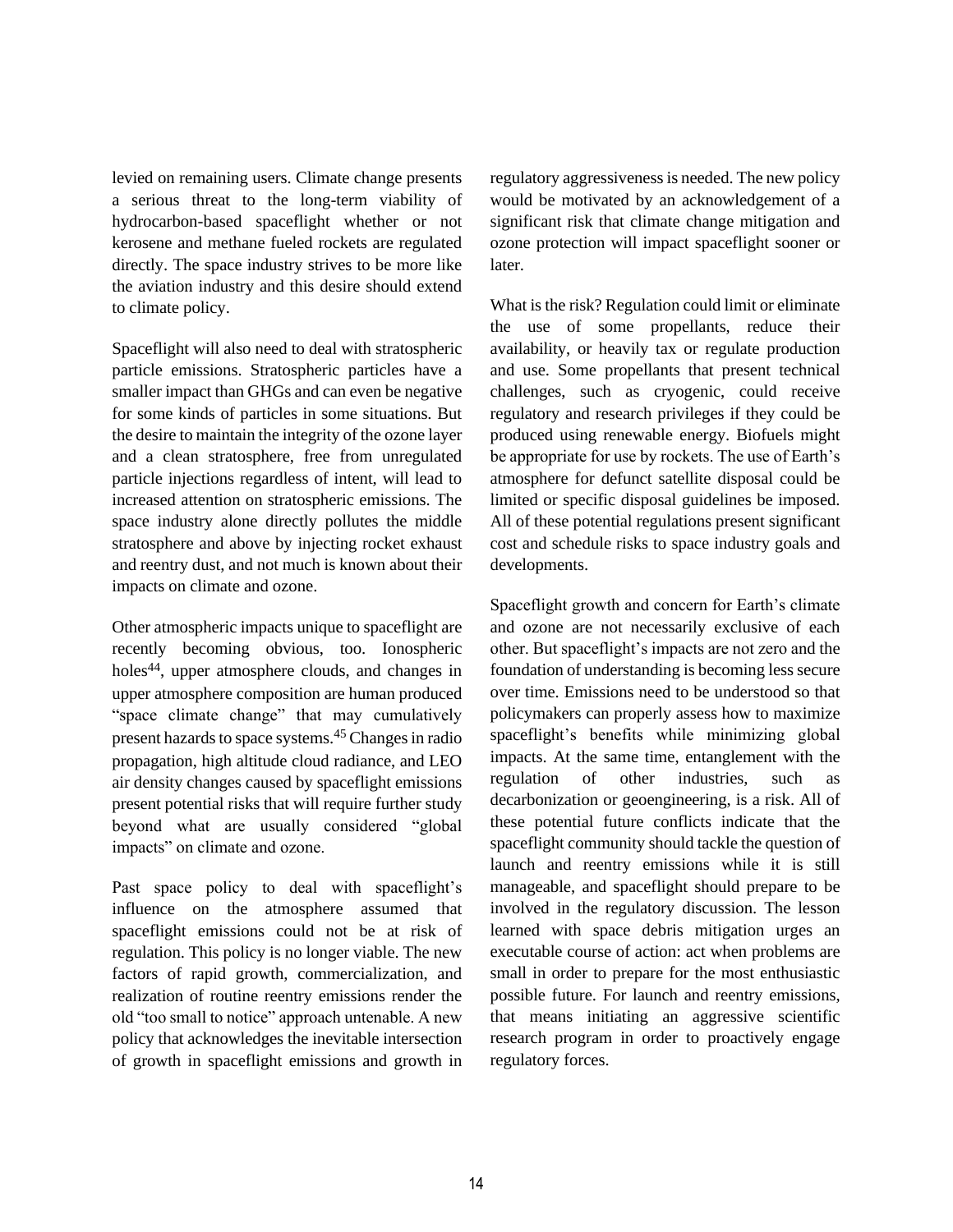levied on remaining users. Climate change presents a serious threat to the long-term viability of hydrocarbon-based spaceflight whether or not kerosene and methane fueled rockets are regulated directly. The space industry strives to be more like the aviation industry and this desire should extend to climate policy.

Spaceflight will also need to deal with stratospheric particle emissions. Stratospheric particles have a smaller impact than GHGs and can even be negative for some kinds of particles in some situations. But the desire to maintain the integrity of the ozone layer and a clean stratosphere, free from unregulated particle injections regardless of intent, will lead to increased attention on stratospheric emissions. The space industry alone directly pollutes the middle stratosphere and above by injecting rocket exhaust and reentry dust, and not much is known about their impacts on climate and ozone.

Other atmospheric impacts unique to spaceflight are recently becoming obvious, too. Ionospheric holes[44], upper atmosphere clouds, and changes in upper atmosphere composition are human produced "space climate change" that may cumulatively present hazards to space systems.[45] Changes in radio propagation, high altitude cloud radiance, and LEO air density changes caused by spaceflight emissions present potential risks that will require further study beyond what are usually considered "global impacts" on climate and ozone.

Past space policy to deal with spaceflight's influence on the atmosphere assumed that spaceflight emissions could not be at risk of regulation. This policy is no longer viable. The new factors of rapid growth, commercialization, and realization of routine reentry emissions render the old "too small to notice" approach untenable. A new policy that acknowledges the inevitable intersection of growth in spaceflight emissions and growth in regulatory aggressiveness is needed. The new policy would be motivated by an acknowledgement of a significant risk that climate change mitigation and ozone protection will impact spaceflight sooner or later.

What is the risk? Regulation could limit or eliminate the use of some propellants, reduce their availability, or heavily tax or regulate production and use. Some propellants that present technical challenges, such as cryogenic, could receive regulatory and research privileges if they could be produced using renewable energy. Biofuels might be appropriate for use by rockets. The use of Earth's atmosphere for defunct satellite disposal could be limited or specific disposal guidelines be imposed. All of these potential regulations present significant cost and schedule risks to space industry goals and developments.

Spaceflight growth and concern for Earth's climate and ozone are not necessarily exclusive of each other. But spaceflight's impacts are not zero and the foundation of understanding is becoming less secure over time. Emissions need to be understood so that policymakers can properly assess how to maximize spaceflight's benefits while minimizing global impacts. At the same time, entanglement with the regulation of other industries, such as decarbonization or geoengineering, is a risk. All of these potential future conflicts indicate that the spaceflight community should tackle the question of launch and reentry emissions while it is still manageable, and spaceflight should prepare to be involved in the regulatory discussion. The lesson learned with space debris mitigation urges an executable course of action: act when problems are small in order to prepare for the most enthusiastic possible future. For launch and reentry emissions, that means initiating an aggressive scientific research program in order to proactively engage regulatory forces.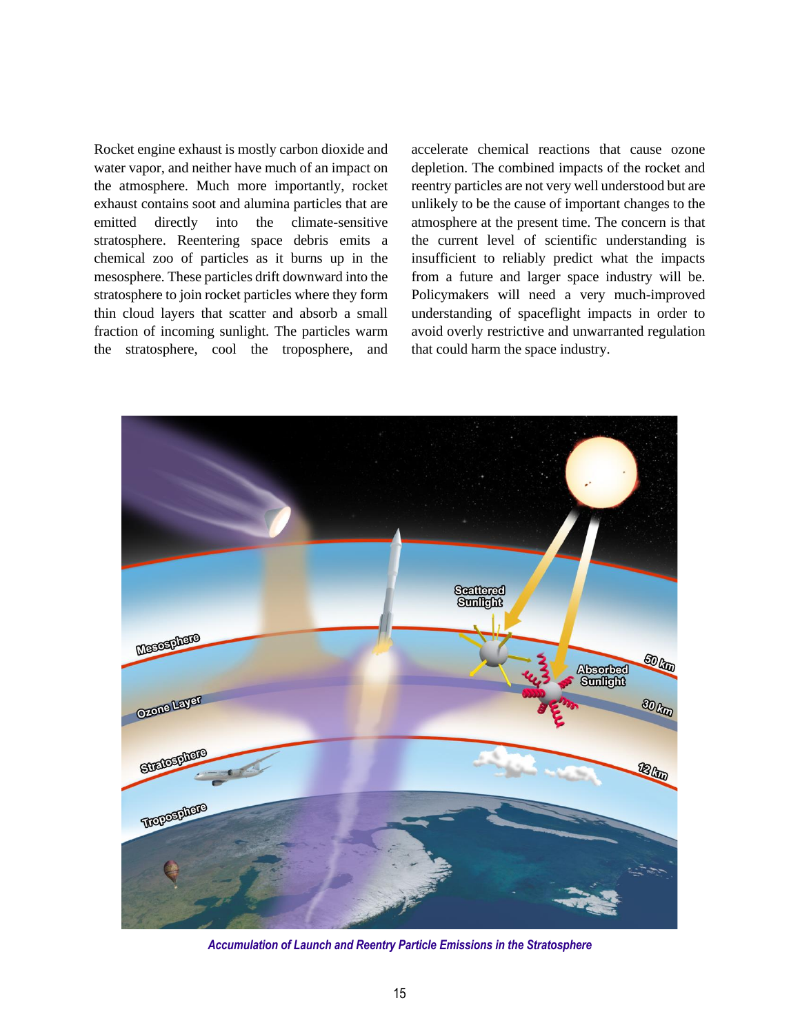Rocket engine exhaust is mostly carbon dioxide and water vapor, and neither have much of an impact on the atmosphere. Much more importantly, rocket exhaust contains soot and alumina particles that are emitted directly into the climate-sensitive stratosphere. Reentering space debris emits a chemical zoo of particles as it burns up in the mesosphere. These particles drift downward into the stratosphere to join rocket particles where they form thin cloud layers that scatter and absorb a small fraction of incoming sunlight. The particles warm the stratosphere, cool the troposphere, and accelerate chemical reactions that cause ozone depletion. The combined impacts of the rocket and reentry particles are not very well understood but are unlikely to be the cause of important changes to the atmosphere at the present time. The concern is that the current level of scientific understanding is insufficient to reliably predict what the impacts from a future and larger space industry will be. Policymakers will need a very much-improved understanding of spaceflight impacts in order to avoid overly restrictive and unwarranted regulation that could harm the space industry.

*Accumulation of Launch and Reentry Particle Emissions in the Stratosphere*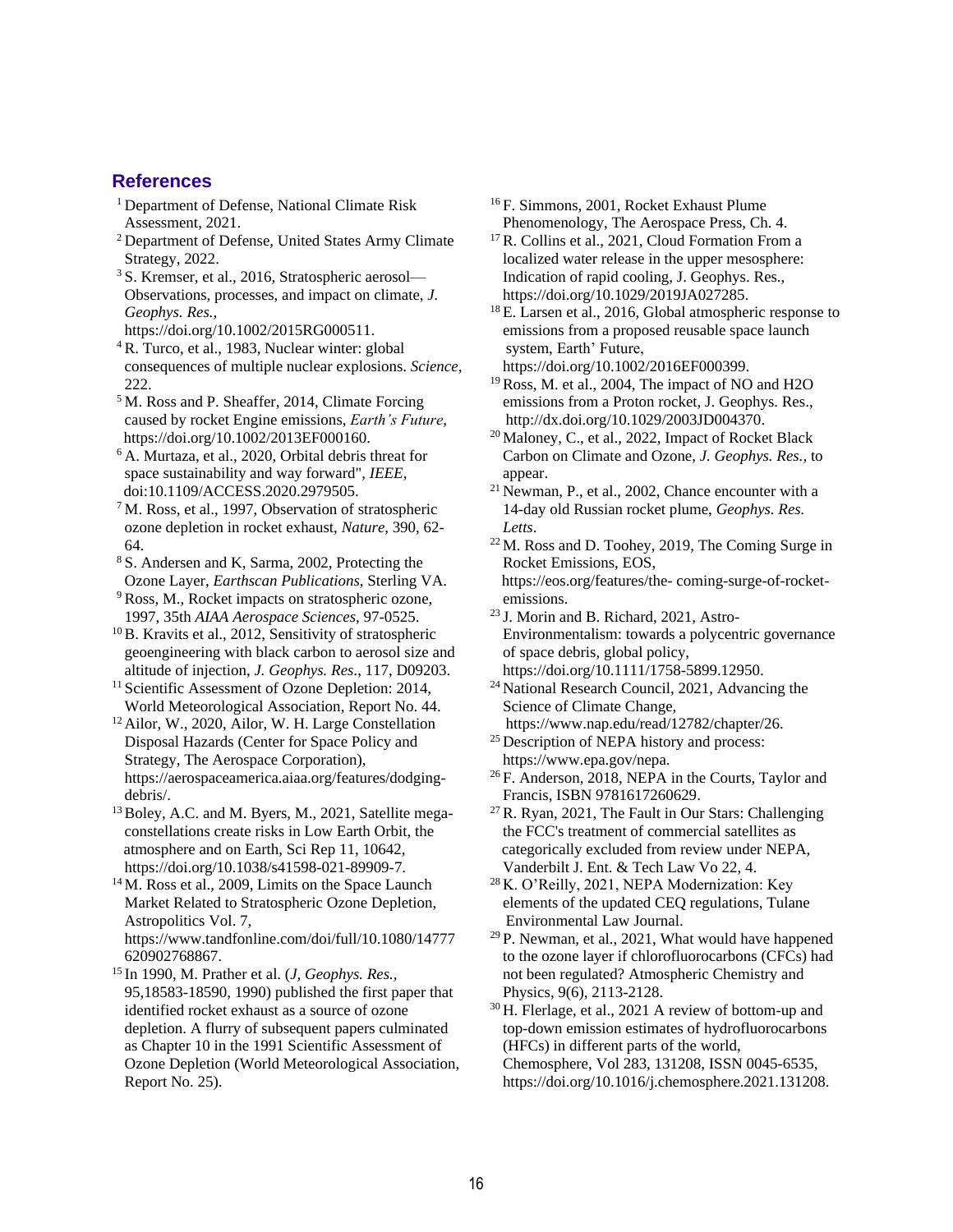## References

[1] Department of Defense, National Climate Risk Assessment, 2021.

[2] Department of Defense, United States Army Climate Strategy, 2022.

[3] S. Kremser, et al., 2016, Stratospheric aerosol—Observations, processes, and impact on climate, *J. Geophys. Res.*, https://doi.org/10.1002/2015RG000511.

[4] R. Turco, et al., 1983, Nuclear winter: global consequences of multiple nuclear explosions. *Science*, 222.

[5] M. Ross and P. Sheaffer, 2014, Climate Forcing caused by rocket Engine emissions, *Earth's Future*, https://doi.org/10.1002/2013EF000160.

[6] A. Murtaza, et al., 2020, Orbital debris threat for space sustainability and way forward", *IEEE*, doi:10.1109/ACCESS.2020.2979505.

[7] M. Ross, et al., 1997, Observation of stratospheric ozone depletion in rocket exhaust, *Nature*, 390, 62-64.

[8] S. Andersen and K, Sarma, 2002, Protecting the Ozone Layer, *Earthscan Publications*, Sterling VA.

[9] Ross, M., Rocket impacts on stratospheric ozone, 1997, 35th *AIAA Aerospace Sciences*, 97-0525.

[10] B. Kravits et al., 2012, Sensitivity of stratospheric geoengineering with black carbon to aerosol size and altitude of injection, *J. Geophys. Res.*, 117, D09203.

[11] Scientific Assessment of Ozone Depletion: 2014, World Meteorological Association, Report No. 44.

[12] Ailor, W., 2020, Ailor, W. H. Large Constellation Disposal Hazards (Center for Space Policy and Strategy, The Aerospace Corporation), https://aerospaceamerica.aiaa.org/features/dodging-debris/.

[13] Boley, A.C. and M. Byers, M., 2021, Satellite mega-constellations create risks in Low Earth Orbit, the atmosphere and on Earth, Sci Rep 11, 10642, https://doi.org/10.1038/s41598-021-89909-7.

[14] M. Ross et al., 2009, Limits on the Space Launch Market Related to Stratospheric Ozone Depletion, Astropolitics Vol. 7, https://www.tandfonline.com/doi/full/10.1080/14777620902768867.

[15] In 1990, M. Prather et al. (*J, Geophys. Res.*, 95,18583-18590, 1990) published the first paper that identified rocket exhaust as a source of ozone depletion. A flurry of subsequent papers culminated as Chapter 10 in the 1991 Scientific Assessment of Ozone Depletion (World Meteorological Association, Report No. 25).

[16] F. Simmons, 2001, Rocket Exhaust Plume Phenomenology, The Aerospace Press, Ch. 4.

[17] R. Collins et al., 2021, Cloud Formation From a localized water release in the upper mesosphere: Indication of rapid cooling, J. Geophys. Res., https://doi.org/10.1029/2019JA027285.

[18] E. Larsen et al., 2016, Global atmospheric response to emissions from a proposed reusable space launch system, Earth' Future, https://doi.org/10.1002/2016EF000399.

[19] Ross, M. et al., 2004, The impact of NO and H2O emissions from a Proton rocket, J. Geophys. Res., http://dx.doi.org/10.1029/2003JD004370.

[20] Maloney, C., et al., 2022, Impact of Rocket Black Carbon on Climate and Ozone, *J. Geophys. Res.*, to appear.

[21] Newman, P., et al., 2002, Chance encounter with a 14-day old Russian rocket plume, *Geophys. Res. Letts*.

[22] M. Ross and D. Toohey, 2019, The Coming Surge in Rocket Emissions, EOS, https://eos.org/features/the- coming-surge-of-rocket-emissions.

[23] J. Morin and B. Richard, 2021, Astro-Environmentalism: towards a polycentric governance of space debris, global policy, https://doi.org/10.1111/1758-5899.12950.

[24] National Research Council, 2021, Advancing the Science of Climate Change, https://www.nap.edu/read/12782/chapter/26.

[25] Description of NEPA history and process: https://www.epa.gov/nepa.

[26] F. Anderson, 2018, NEPA in the Courts, Taylor and Francis, ISBN 9781617260629.

[27] R. Ryan, 2021, The Fault in Our Stars: Challenging the FCC's treatment of commercial satellites as categorically excluded from review under NEPA, Vanderbilt J. Ent. & Tech Law Vo 22, 4.

[28] K. O'Reilly, 2021, NEPA Modernization: Key elements of the updated CEQ regulations, Tulane Environmental Law Journal.

[29] P. Newman, et al., 2021, What would have happened to the ozone layer if chlorofluorocarbons (CFCs) had not been regulated? Atmospheric Chemistry and Physics, 9(6), 2113-2128.

[30] H. Flerlage, et al., 2021 A review of bottom-up and top-down emission estimates of hydrofluorocarbons (HFCs) in different parts of the world, Chemosphere, Vol 283, 131208, ISSN 0045-6535, https://doi.org/10.1016/j.chemosphere.2021.131208.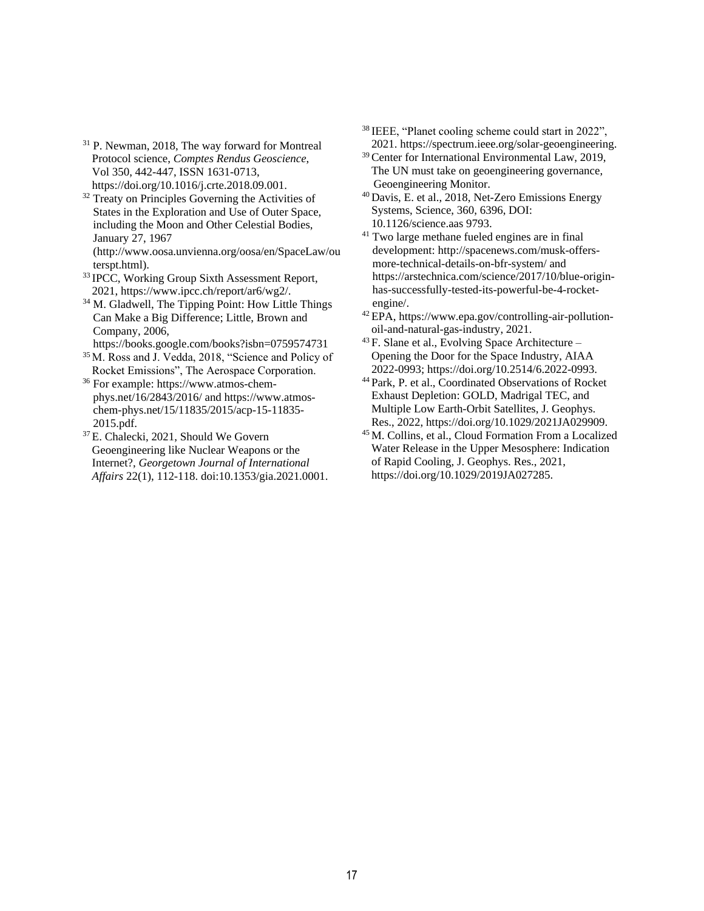[31] P. Newman, 2018, The way forward for Montreal Protocol science, *Comptes Rendus Geoscience,* Vol 350, 442-447, ISSN 1631-0713, https://doi.org/10.1016/j.crte.2018.09.001.

[32] Treaty on Principles Governing the Activities of States in the Exploration and Use of Outer Space, including the Moon and Other Celestial Bodies, January 27, 1967 (http://www.oosa.unvienna.org/oosa/en/SpaceLaw/outerspt.html).

[33] IPCC, Working Group Sixth Assessment Report, 2021, https://www.ipcc.ch/report/ar6/wg2/.

[34] M. Gladwell, The Tipping Point: How Little Things Can Make a Big Difference; Little, Brown and Company, 2006, https://books.google.com/books?isbn=0759574731

[35] M. Ross and J. Vedda, 2018, "Science and Policy of Rocket Emissions", The Aerospace Corporation.

[36] For example: https://www.atmos-chem-phys.net/16/2843/2016/ and https://www.atmos-chem-phys.net/15/11835/2015/acp-15-11835-2015.pdf.

[37] E. Chalecki, 2021, Should We Govern Geoengineering like Nuclear Weapons or the Internet?, *Georgetown Journal of International Affairs* 22(1), 112-118. doi:10.1353/gia.2021.0001.

[38] IEEE, "Planet cooling scheme could start in 2022", 2021. https://spectrum.ieee.org/solar-geoengineering.

[39] Center for International Environmental Law, 2019, The UN must take on geoengineering governance, Geoengineering Monitor.

[40] Davis, E. et al., 2018, Net-Zero Emissions Energy Systems, Science, 360, 6396, DOI: 10.1126/science.aas 9793.

[41] Two large methane fueled engines are in final development: http://spacenews.com/musk-offers-more-technical-details-on-bfr-system/ and https://arstechnica.com/science/2017/10/blue-origin-has-successfully-tested-its-powerful-be-4-rocket-engine/.

[42] EPA, https://www.epa.gov/controlling-air-pollution-oil-and-natural-gas-industry, 2021.

[43] F. Slane et al., Evolving Space Architecture – Opening the Door for the Space Industry, AIAA 2022-0993; https://doi.org/10.2514/6.2022-0993.

[44] Park, P. et al., Coordinated Observations of Rocket Exhaust Depletion: GOLD, Madrigal TEC, and Multiple Low Earth-Orbit Satellites, J. Geophys. Res., 2022, https://doi.org/10.1029/2021JA029909.

[45] M. Collins, et al., Cloud Formation From a Localized Water Release in the Upper Mesosphere: Indication of Rapid Cooling, J. Geophys. Res., 2021, https://doi.org/10.1029/2019JA027285.